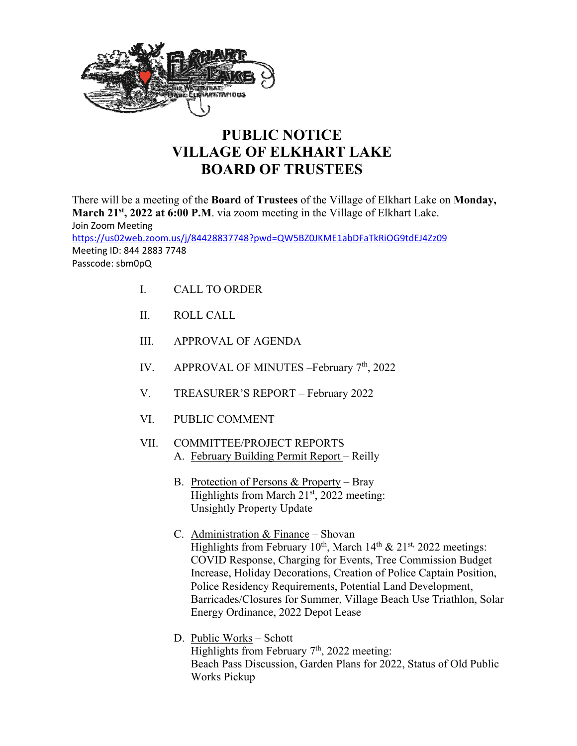# PUBLIC NOTICE
# VILLAGE OF ELKHART LAKE
# BOARD OF TRUSTEES

There will be a meeting of the **Board of Trustees** of the Village of Elkhart Lake on **Monday, March 21st, 2022 at 6:00 P.M**. via zoom meeting in the Village of Elkhart Lake.
Join Zoom Meeting
https://us02web.zoom.us/j/84428837748?pwd=QW5BZ0JKME1abDFaTkRiOG9tdEJ4Zz09
Meeting ID: 844 2883 7748
Passcode: sbm0pQ

I. CALL TO ORDER

II. ROLL CALL

III. APPROVAL OF AGENDA

IV. APPROVAL OF MINUTES –February 7th, 2022

V. TREASURER'S REPORT – February 2022

VI. PUBLIC COMMENT

VII. COMMITTEE/PROJECT REPORTS

A. February Building Permit Report – Reilly

B. Protection of Persons & Property – Bray
Highlights from March 21st, 2022 meeting:
Unsightly Property Update

C. Administration & Finance – Shovan
Highlights from February 10th, March 14th & 21st, 2022 meetings:
COVID Response, Charging for Events, Tree Commission Budget Increase, Holiday Decorations, Creation of Police Captain Position, Police Residency Requirements, Potential Land Development, Barricades/Closures for Summer, Village Beach Use Triathlon, Solar Energy Ordinance, 2022 Depot Lease

D. Public Works – Schott
Highlights from February 7th, 2022 meeting:
Beach Pass Discussion, Garden Plans for 2022, Status of Old Public Works Pickup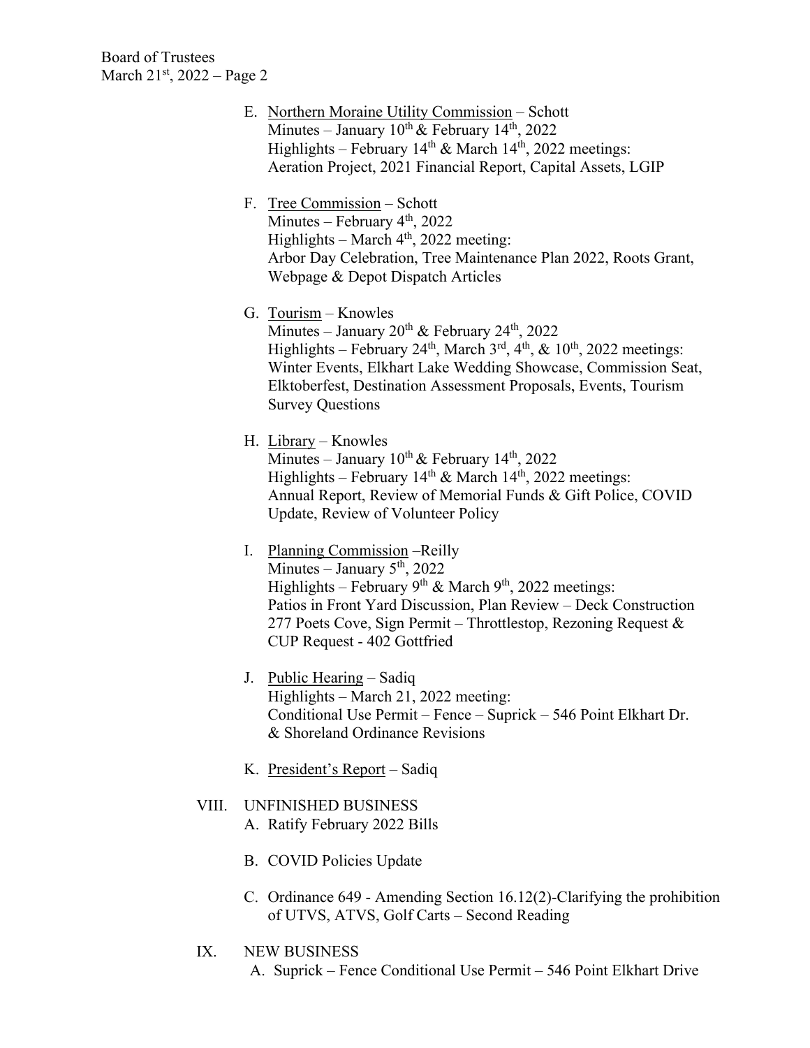E. <u>Northern Moraine Utility Commission</u> – Schott
Minutes – January 10th & February 14th, 2022
Highlights – February 14th & March 14th, 2022 meetings:
Aeration Project, 2021 Financial Report, Capital Assets, LGIP

F. <u>Tree Commission</u> – Schott
Minutes – February 4th, 2022
Highlights – March 4th, 2022 meeting:
Arbor Day Celebration, Tree Maintenance Plan 2022, Roots Grant, Webpage & Depot Dispatch Articles

G. <u>Tourism</u> – Knowles
Minutes – January 20th & February 24th, 2022
Highlights – February 24th, March 3rd, 4th, & 10th, 2022 meetings:
Winter Events, Elkhart Lake Wedding Showcase, Commission Seat, Elktoberfest, Destination Assessment Proposals, Events, Tourism Survey Questions

H. <u>Library</u> – Knowles
Minutes – January 10th & February 14th, 2022
Highlights – February 14th & March 14th, 2022 meetings:
Annual Report, Review of Memorial Funds & Gift Police, COVID Update, Review of Volunteer Policy

I. <u>Planning Commission</u> –Reilly
Minutes – January 5th, 2022
Highlights – February 9th & March 9th, 2022 meetings:
Patios in Front Yard Discussion, Plan Review – Deck Construction 277 Poets Cove, Sign Permit – Throttlestop, Rezoning Request & CUP Request - 402 Gottfried

J. <u>Public Hearing</u> – Sadiq
Highlights – March 21, 2022 meeting:
Conditional Use Permit – Fence – Suprick – 546 Point Elkhart Dr. & Shoreland Ordinance Revisions

K. <u>President's Report</u> – Sadiq

VIII. UNFINISHED BUSINESS

A. Ratify February 2022 Bills

B. COVID Policies Update

C. Ordinance 649 - Amending Section 16.12(2)-Clarifying the prohibition of UTVS, ATVS, Golf Carts – Second Reading

IX. NEW BUSINESS

A. Suprick – Fence Conditional Use Permit – 546 Point Elkhart Drive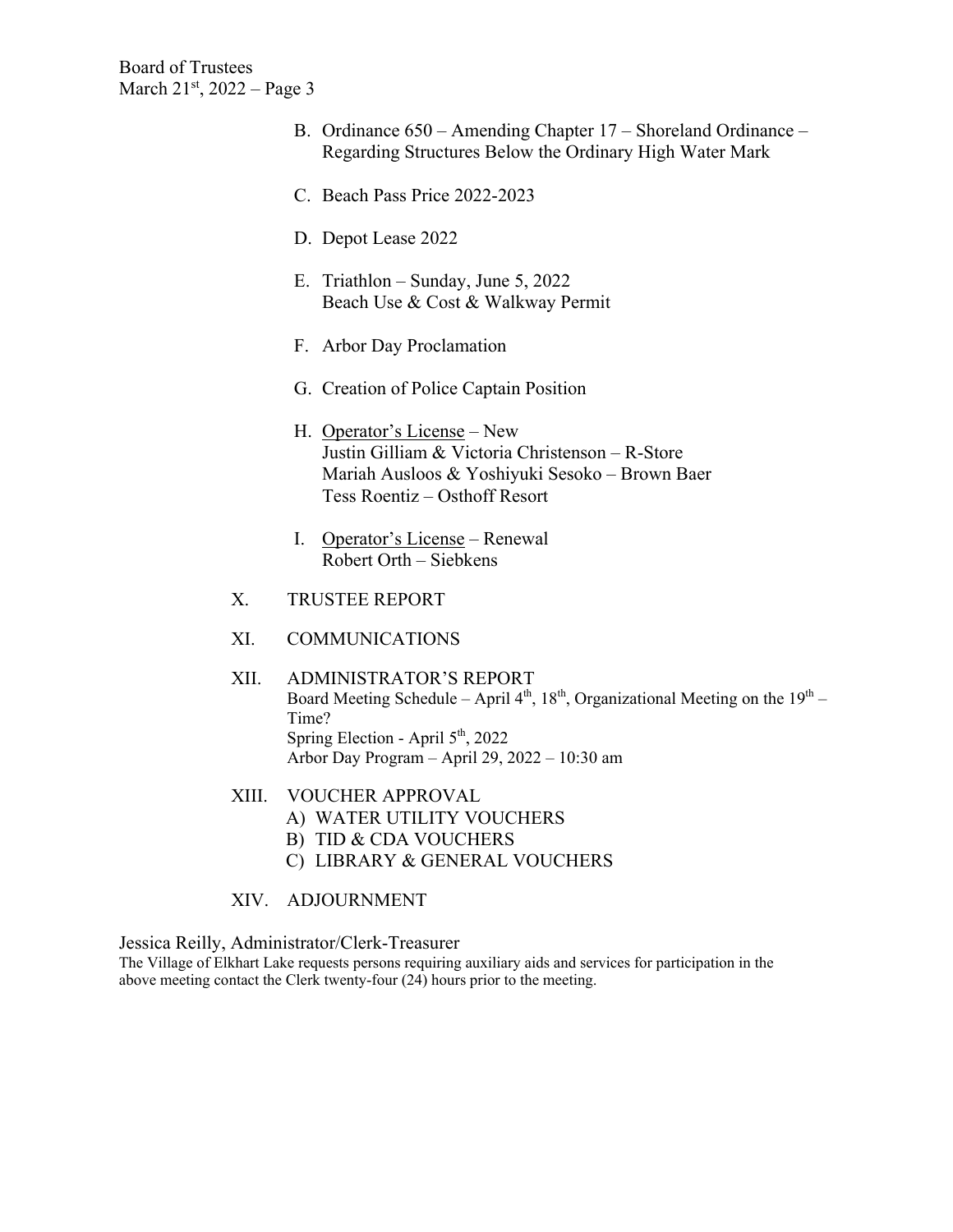B. Ordinance 650 – Amending Chapter 17 – Shoreland Ordinance – Regarding Structures Below the Ordinary High Water Mark

C. Beach Pass Price 2022-2023

D. Depot Lease 2022

E. Triathlon – Sunday, June 5, 2022
Beach Use & Cost & Walkway Permit

F. Arbor Day Proclamation

G. Creation of Police Captain Position

H. Operator's License – New
Justin Gilliam & Victoria Christenson – R-Store
Mariah Ausloos & Yoshiyuki Sesoko – Brown Baer
Tess Roentiz – Osthoff Resort

I. Operator's License – Renewal
Robert Orth – Siebkens

X. TRUSTEE REPORT

XI. COMMUNICATIONS

XII. ADMINISTRATOR'S REPORT
Board Meeting Schedule – April 4th, 18th, Organizational Meeting on the 19th – Time?
Spring Election - April 5th, 2022
Arbor Day Program – April 29, 2022 – 10:30 am

XIII. VOUCHER APPROVAL
A) WATER UTILITY VOUCHERS
B) TID & CDA VOUCHERS
C) LIBRARY & GENERAL VOUCHERS

XIV. ADJOURNMENT

Jessica Reilly, Administrator/Clerk-Treasurer

The Village of Elkhart Lake requests persons requiring auxiliary aids and services for participation in the above meeting contact the Clerk twenty-four (24) hours prior to the meeting.